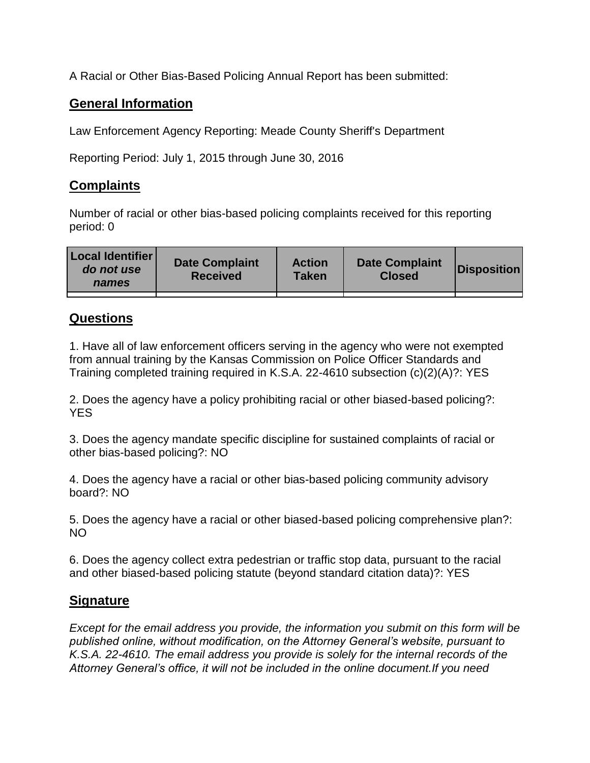A Racial or Other Bias-Based Policing Annual Report has been submitted:

## General Information

Law Enforcement Agency Reporting: Meade County Sheriff's Department

Reporting Period: July 1, 2015 through June 30, 2016

## Complaints

Number of racial or other bias-based policing complaints received for this reporting period: 0

| Local Identifier *do not use names* | Date Complaint Received | Action Taken | Date Complaint Closed | Disposition |
|---|---|---|---|---|
| | | | | |

## Questions

1. Have all of law enforcement officers serving in the agency who were not exempted from annual training by the Kansas Commission on Police Officer Standards and Training completed training required in K.S.A. 22-4610 subsection (c)(2)(A)?: YES

2. Does the agency have a policy prohibiting racial or other biased-based policing?: YES

3. Does the agency mandate specific discipline for sustained complaints of racial or other bias-based policing?: NO

4. Does the agency have a racial or other bias-based policing community advisory board?: NO

5. Does the agency have a racial or other biased-based policing comprehensive plan?: NO

6. Does the agency collect extra pedestrian or traffic stop data, pursuant to the racial and other biased-based policing statute (beyond standard citation data)?: YES

## Signature

*Except for the email address you provide, the information you submit on this form will be published online, without modification, on the Attorney General's website, pursuant to K.S.A. 22-4610. The email address you provide is solely for the internal records of the Attorney General's office, it will not be included in the online document.If you need*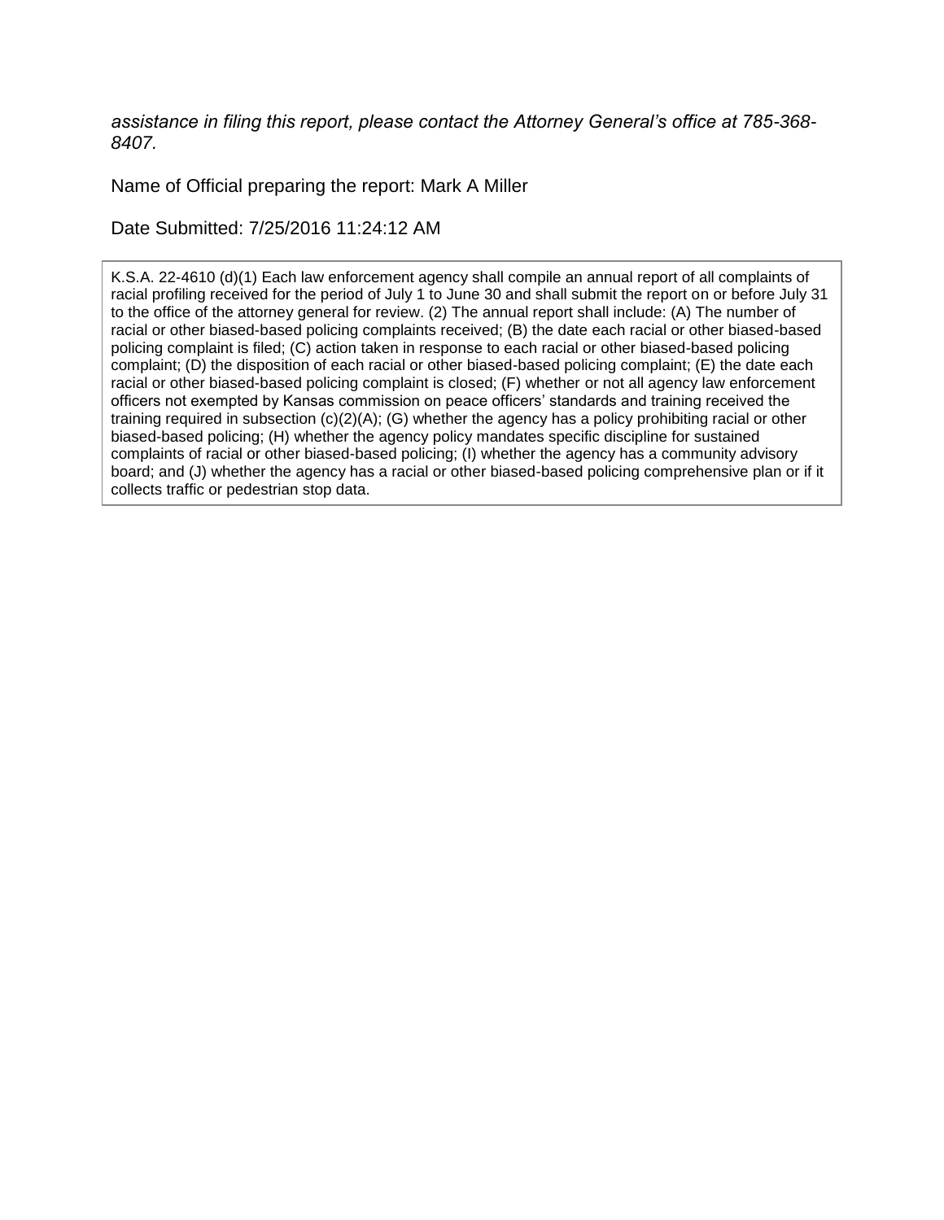*assistance in filing this report, please contact the Attorney General's office at 785-368-8407.*

Name of Official preparing the report: Mark A Miller

Date Submitted: 7/25/2016 11:24:12 AM

K.S.A. 22-4610 (d)(1) Each law enforcement agency shall compile an annual report of all complaints of racial profiling received for the period of July 1 to June 30 and shall submit the report on or before July 31 to the office of the attorney general for review. (2) The annual report shall include: (A) The number of racial or other biased-based policing complaints received; (B) the date each racial or other biased-based policing complaint is filed; (C) action taken in response to each racial or other biased-based policing complaint; (D) the disposition of each racial or other biased-based policing complaint; (E) the date each racial or other biased-based policing complaint is closed; (F) whether or not all agency law enforcement officers not exempted by Kansas commission on peace officers' standards and training received the training required in subsection (c)(2)(A); (G) whether the agency has a policy prohibiting racial or other biased-based policing; (H) whether the agency policy mandates specific discipline for sustained complaints of racial or other biased-based policing; (I) whether the agency has a community advisory board; and (J) whether the agency has a racial or other biased-based policing comprehensive plan or if it collects traffic or pedestrian stop data.